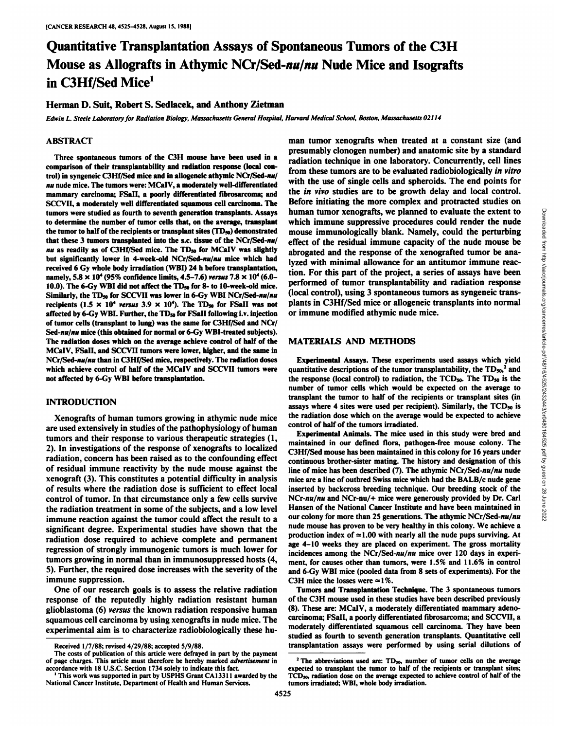# Quantitative Transplantation Assays of Spontaneous Tumors of the C3H Mouse as Allografts in Athymic NCr/Sed-*nu/nu* Nude Mice and Isografts in C3Hf/Sed Mice[1]

**Herman D. Suit, Robert S. Sedlacek, and Anthony Zietman**

*Edwin L. Steele Laboratory for Radiation Biology, Massachusetts General Hospital, Harvard Medical School, Boston, Massachusetts 02114*

## ABSTRACT

Three spontaneous tumors of the C3H mouse have been used in a comparison of their transplantability and radiation response (local control) in syngeneic C3Hf/Sed mice and in allogeneic athymic NCr/Sed-*nu/nu* nude mice. The tumors were: MCaIV, a moderately well-differentiated mammary carcinoma; FSaII, a poorly differentiated fibrosarcoma; and SCCVII, a moderately well differentiated squamous cell carcinoma. The tumors were studied as fourth to seventh generation transplants. Assays to determine the number of tumor cells that, on the average, transplant the tumor to half of the recipients or transplant sites ($TD_{50}$) demonstrated that these 3 tumors transplanted into the s.c. tissue of the NCr/Sed-*nu/nu* as readily as of C3Hf/Sed mice. The $TD_{50}$ for MCaIV was slightly but significantly lower in 4-week-old NCr/Sed-*nu/nu* mice which had received 6 Gy whole body irradiation (WBI) 24 h before transplantation, namely, $5.8 \times 10^4$ (95% confidence limits, 4.5–7.6) *versus* $7.8 \times 10^4$ (6.0–10.0). The 6-Gy WBI did not affect the $TD_{50}$ for 8- to 10-week-old mice. Similarly, the $TD_{50}$ for SCCVII was lower in 6-Gy WBI NCr/Sed-*nu/nu* recipients ($1.5 \times 10^4$ *versus* $3.9 \times 10^4$). The $TD_{50}$ for FSaII was not affected by 6-Gy WBI. Further, the $TD_{50}$ for FSaII following i.v. injection of tumor cells (transplant to lung) was the same for C3Hf/Sed and NCr/Sed-*nu/nu* mice (this obtained for normal or 6-Gy WBI-treated subjects). The radiation doses which on the average achieve control of half of the MCaIV, FSaII, and SCCVII tumors were lower, higher, and the same in NCr/Sed-*nu/nu* than in C3Hf/Sed mice, respectively. The radiation doses which achieve control of half of the MCaIV and SCCVII tumors were not affected by 6-Gy WBI before transplantation.

## INTRODUCTION

Xenografts of human tumors growing in athymic nude mice are used extensively in studies of the pathophysiology of human tumors and their response to various therapeutic strategies (1, 2). In investigations of the response of xenografts to localized radiation, concern has been raised as to the confounding effect of residual immune reactivity by the nude mouse against the xenograft (3). This constitutes a potential difficulty in analysis of results where the radiation dose is sufficient to effect local control of tumor. In that circumstance only a few cells survive the radiation treatment in some of the subjects, and a low level immune reaction against the tumor could affect the result to a significant degree. Experimental studies have shown that the radiation dose required to achieve complete and permanent regression of strongly immunogenic tumors is much lower for tumors growing in normal than in immunosuppressed hosts (4, 5). Further, the required dose increases with the severity of the immune suppression.

One of our research goals is to assess the relative radiation response of the reputedly highly radiation resistant human glioblastoma (6) *versus* the known radiation responsive human squamous cell carcinoma by using xenografts in nude mice. The experimental aim is to characterize radiobiologically these human tumor xenografts when treated at a constant size (and presumably clonogen number) and anatomic site by a standard radiation technique in one laboratory. Concurrently, cell lines from these tumors are to be evaluated radiobiologically *in vitro* with the use of single cells and spheroids. The end points for the *in vivo* studies are to be growth delay and local control. Before initiating the more complex and protracted studies on human tumor xenografts, we planned to evaluate the extent to which immune suppressive procedures could render the nude mouse immunologically blank. Namely, could the perturbing effect of the residual immune capacity of the nude mouse be abrogated and the response of the xenografted tumor be analyzed with minimal allowance for an antitumor immune reaction. For this part of the project, a series of assays have been performed of tumor transplantability and radiation response (local control), using 3 spontaneous tumors as syngeneic transplants in C3Hf/Sed mice or allogeneic transplants into normal or immune modified athymic nude mice.

## MATERIALS AND METHODS

**Experimental Assays.** These experiments used assays which yield quantitative descriptions of the tumor transplantability, the $TD_{50}$,[2] and the response (local control) to radiation, the $TCD_{50}$. The $TD_{50}$ is the number of tumor cells which would be expected on the average to transplant the tumor to half of the recipients or transplant sites (in assays where 4 sites were used per recipient). Similarly, the $TCD_{50}$ is the radiation dose which on the average would be expected to achieve control of half of the tumors irradiated.

**Experimental Animals.** The mice used in this study were bred and maintained in our defined flora, pathogen-free mouse colony. The C3Hf/Sed mouse has been maintained in this colony for 16 years under continuous brother-sister mating. The history and designation of this line of mice has been described (7). The athymic NCr/Sed-*nu/nu* nude mice are a line of outbred Swiss mice which had the BALB/c nude gene inserted by backcross breeding technique. Our breeding stock of the NCr-*nu/nu* and NCr-nu/+ mice were generously provided by Dr. Carl Hansen of the National Cancer Institute and have been maintained in our colony for more than 25 generations. The athymic NCr/Sed-*nu/nu* nude mouse has proven to be very healthy in this colony. We achieve a production index of ≃1.00 with nearly all the nude pups surviving. At age 4–10 weeks they are placed on experiment. The gross mortality incidences among the NCr/Sed-*nu/nu* mice over 120 days in experiment, for causes other than tumors, were 1.5% and 11.6% in control and 6-Gy WBI mice (pooled data from 8 sets of experiments). For the C3H mice the losses were ≃1%.

**Tumors and Transplantation Technique.** The 3 spontaneous tumors of the C3H mouse used in these studies have been described previously (8). These are: MCaIV, a moderately differentiated mammary adenocarcinoma; FSaII, a poorly differentiated fibrosarcoma; and SCCVII, a moderately differentiated squamous cell carcinoma. They have been studied as fourth to seventh generation transplants. Quantitative cell transplantation assays were performed by using serial dilutions of

---

Received 1/7/88; revised 4/29/88; accepted 5/9/88.

The costs of publication of this article were defrayed in part by the payment of page charges. This article must therefore be hereby marked *advertisement* in accordance with 18 U.S.C. Section 1734 solely to indicate this fact.

[1] This work was supported in part by USPHS Grant CA13311 awarded by the National Cancer Institute, Department of Health and Human Services.

[2] The abbreviations used are: $TD_{50}$, number of tumor cells on the average expected to transplant the tumor to half of the recipients or transplant sites; $TCD_{50}$, radiation dose on the average expected to achieve control of half of the tumors irradiated; WBI, whole body irradiation.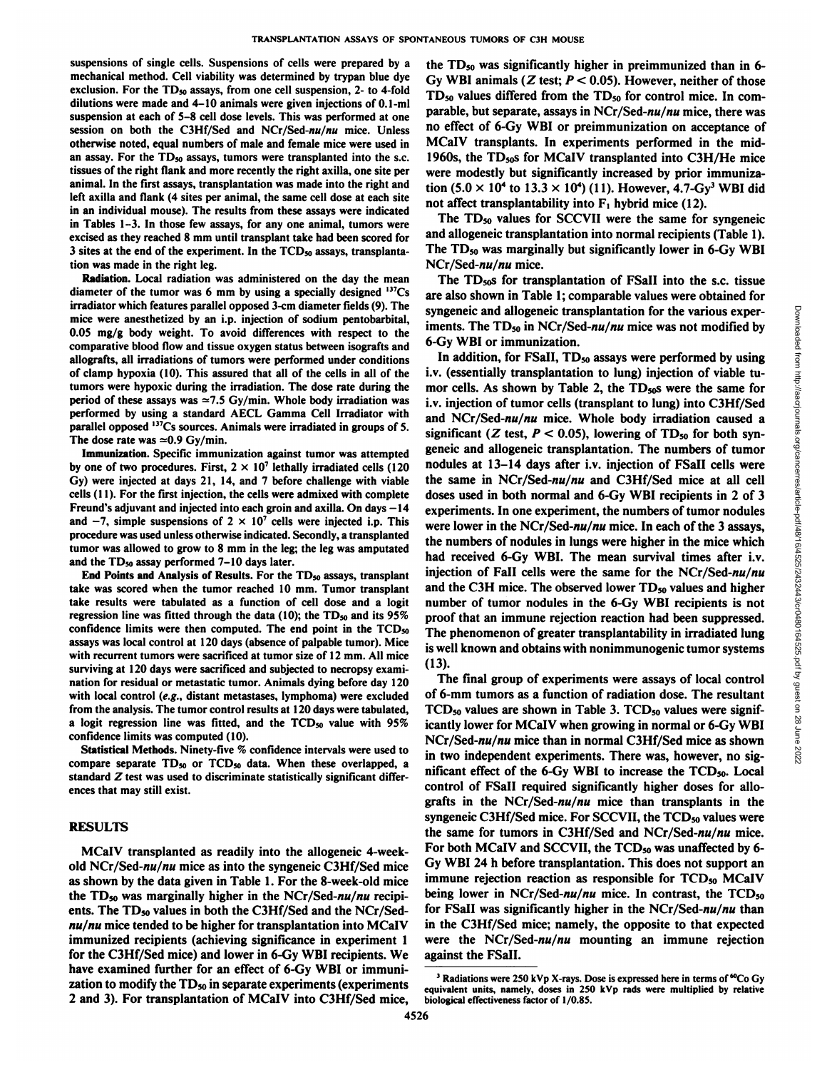suspensions of single cells. Suspensions of cells were prepared by a mechanical method. Cell viability was determined by trypan blue dye exclusion. For the $TD_{50}$ assays, from one cell suspension, 2- to 4-fold dilutions were made and 4–10 animals were given injections of 0.1-ml suspension at each of 5–8 cell dose levels. This was performed at one session on both the C3Hf/Sed and NCr/Sed-*nu/nu* mice. Unless otherwise noted, equal numbers of male and female mice were used in an assay. For the $TD_{50}$ assays, tumors were transplanted into the s.c. tissues of the right flank and more recently the right axilla, one site per animal. In the first assays, transplantation was made into the right and left axilla and flank (4 sites per animal, the same cell dose at each site in an individual mouse). The results from these assays were indicated in Tables 1–3. In those few assays, for any one animal, tumors were excised as they reached 8 mm until transplant take had been scored for 3 sites at the end of the experiment. In the $TCD_{50}$ assays, transplantation was made in the right leg.

**Radiation.** Local radiation was administered on the day the mean diameter of the tumor was 6 mm by using a specially designed $^{137}Cs$ irradiator which features parallel opposed 3-cm diameter fields (9). The mice were anesthetized by an i.p. injection of sodium pentobarbital, 0.05 mg/g body weight. To avoid differences with respect to the comparative blood flow and tissue oxygen status between isografts and allografts, all irradiations of tumors were performed under conditions of clamp hypoxia (10). This assured that all of the cells in all of the tumors were hypoxic during the irradiation. The dose rate during the period of these assays was ≃7.5 Gy/min. Whole body irradiation was performed by using a standard AECL Gamma Cell Irradiator with parallel opposed $^{137}Cs$ sources. Animals were irradiated in groups of 5. The dose rate was ≃0.9 Gy/min.

**Immunization.** Specific immunization against tumor was attempted by one of two procedures. First, $2 \times 10^7$ lethally irradiated cells (120 Gy) were injected at days 21, 14, and 7 before challenge with viable cells (11). For the first injection, the cells were admixed with complete Freund's adjuvant and injected into each groin and axilla. On days −14 and −7, simple suspensions of $2 \times 10^7$ cells were injected i.p. This procedure was used unless otherwise indicated. Secondly, a transplanted tumor was allowed to grow to 8 mm in the leg; the leg was amputated and the $TD_{50}$ assay performed 7–10 days later.

**End Points and Analysis of Results.** For the $TD_{50}$ assays, transplant take was scored when the tumor reached 10 mm. Tumor transplant take results were tabulated as a function of cell dose and a logit regression line was fitted through the data (10); the $TD_{50}$ and its 95% confidence limits were then computed. The end point in the $TCD_{50}$ assays was local control at 120 days (absence of palpable tumor). Mice with recurrent tumors were sacrificed at tumor size of 12 mm. All mice surviving at 120 days were sacrificed and subjected to necropsy examination for residual or metastatic tumor. Animals dying before day 120 with local control (*e.g.*, distant metastases, lymphoma) were excluded from the analysis. The tumor control results at 120 days were tabulated, a logit regression line was fitted, and the $TCD_{50}$ value with 95% confidence limits was computed (10).

**Statistical Methods.** Ninety-five % confidence intervals were used to compare separate $TD_{50}$ or $TCD_{50}$ data. When these overlapped, a standard Z test was used to discriminate statistically significant differences that may still exist.

## RESULTS

MCaIV transplanted as readily into the allogeneic 4-week-old NCr/Sed-*nu/nu* mice as into the syngeneic C3Hf/Sed mice as shown by the data given in Table 1. For the 8-week-old mice the $TD_{50}$ was marginally higher in the NCr/Sed-*nu/nu* recipients. The $TD_{50}$ values in both the C3Hf/Sed and the NCr/Sed-*nu/nu* mice tended to be higher for transplantation into MCaIV immunized recipients (achieving significance in experiment 1 for the C3Hf/Sed mice) and lower in 6-Gy WBI recipients. We have examined further for an effect of 6-Gy WBI or immunization to modify the $TD_{50}$ in separate experiments (experiments 2 and 3). For transplantation of MCaIV into C3Hf/Sed mice, the $TD_{50}$ was significantly higher in preimmunized than in 6-Gy WBI animals (Z test; $P < 0.05$). However, neither of those $TD_{50}$ values differed from the $TD_{50}$ for control mice. In comparable, but separate, assays in NCr/Sed-*nu/nu* mice, there was no effect of 6-Gy WBI or preimmunization on acceptance of MCaIV transplants. In experiments performed in the mid-1960s, the $TD_{50}$s for MCaIV transplanted into C3H/He mice were modestly but significantly increased by prior immunization ($5.0 \times 10^4$ to $13.3 \times 10^4$) (11). However, 4.7-Gy[3] WBI did not affect transplantability into $F_1$ hybrid mice (12).

The $TD_{50}$ values for SCCVII were the same for syngeneic and allogeneic transplantation into normal recipients (Table 1). The $TD_{50}$ was marginally but significantly lower in 6-Gy WBI NCr/Sed-*nu/nu* mice.

The $TD_{50}$s for transplantation of FSaII into the s.c. tissue are also shown in Table 1; comparable values were obtained for syngeneic and allogeneic transplantation for the various experiments. The $TD_{50}$ in NCr/Sed-*nu/nu* mice was not modified by 6-Gy WBI or immunization.

In addition, for FSaII, $TD_{50}$ assays were performed by using i.v. (essentially transplantation to lung) injection of viable tumor cells. As shown by Table 2, the $TD_{50}$s were the same for i.v. injection of tumor cells (transplant to lung) into C3Hf/Sed and NCr/Sed-*nu/nu* mice. Whole body irradiation caused a significant (Z test, $P < 0.05$), lowering of $TD_{50}$ for both syngeneic and allogeneic transplantation. The numbers of tumor nodules at 13–14 days after i.v. injection of FSaII cells were the same in NCr/Sed-*nu/nu* and C3Hf/Sed mice at all cell doses used in both normal and 6-Gy WBI recipients in 2 of 3 experiments. In one experiment, the numbers of tumor nodules were lower in the NCr/Sed-*nu/nu* mice. In each of the 3 assays, the numbers of nodules in lungs were higher in the mice which had received 6-Gy WBI. The mean survival times after i.v. injection of FaII cells were the same for the NCr/Sed-*nu/nu* and the C3H mice. The observed lower $TD_{50}$ values and higher number of tumor nodules in the 6-Gy WBI recipients is not proof that an immune rejection reaction had been suppressed. The phenomenon of greater transplantability in irradiated lung is well known and obtains with nonimmunogenic tumor systems (13).

The final group of experiments were assays of local control of 6-mm tumors as a function of radiation dose. The resultant $TCD_{50}$ values are shown in Table 3. $TCD_{50}$ values were significantly lower for MCaIV when growing in normal or 6-Gy WBI NCr/Sed-*nu/nu* mice than in normal C3Hf/Sed mice as shown in two independent experiments. There was, however, no significant effect of the 6-Gy WBI to increase the $TCD_{50}$. Local control of FSaII required significantly higher doses for allografts in the NCr/Sed-*nu/nu* mice than transplants in the syngeneic C3Hf/Sed mice. For SCCVII, the $TCD_{50}$ values were the same for tumors in C3Hf/Sed and NCr/Sed-*nu/nu* mice. For both MCaIV and SCCVII, the $TCD_{50}$ was unaffected by 6-Gy WBI 24 h before transplantation. This does not support an immune rejection reaction as responsible for $TCD_{50}$ MCaIV being lower in NCr/Sed-*nu/nu* mice. In contrast, the $TCD_{50}$ for FSaII was significantly higher in the NCr/Sed-*nu/nu* than in the C3Hf/Sed mice; namely, the opposite to that expected were the NCr/Sed-*nu/nu* mounting an immune rejection against the FSaII.

[3] Radiations were 250 kVp X-rays. Dose is expressed here in terms of $^{60}Co$ Gy equivalent units, namely, doses in 250 kVp rads were multiplied by relative biological effectiveness factor of 1/0.85.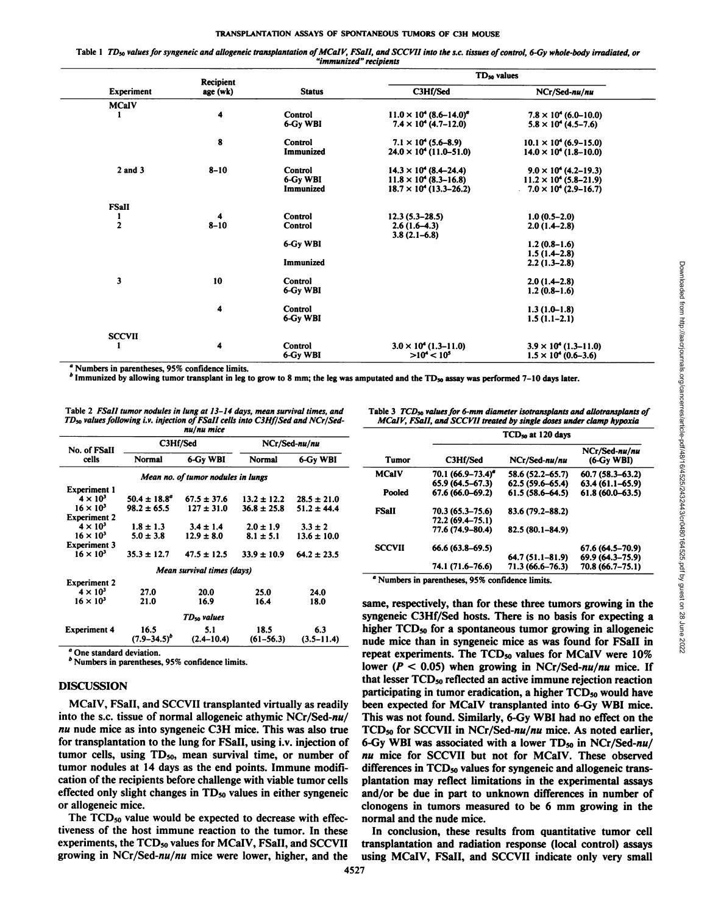Table 1 $TD_{50}$ values for syngeneic and allogeneic transplantation of MCaIV, FSaII, and SCCVII into the s.c. tissues of control, 6-Gy whole-body irradiated, or "immunized" recipients

| Experiment | Recipient age (wk) | Status | $TD_{50}$ values C3Hf/Sed | NCr/Sed-*nu/nu* |
|---|---|---|---|---|
| MCaIV | | | | |
| 1 | 4 | Control | $11.0 \times 10^4$ (8.6–14.0)[a] | $7.8 \times 10^4$ (6.0–10.0) |
| | | 6-Gy WBI | $7.4 \times 10^4$ (4.7–12.0) | $5.8 \times 10^4$ (4.5–7.6) |
| | 8 | Control | $7.1 \times 10^4$ (5.6–8.9) | $10.1 \times 10^4$ (6.9–15.0) |
| | | Immunized | $24.0 \times 10^4$ (11.0–51.0) | $14.0 \times 10^4$ (1.8–10.0) |
| 2 and 3 | 8–10 | Control | $14.3 \times 10^4$ (8.4–24.4) | $9.0 \times 10^4$ (4.2–19.3) |
| | | 6-Gy WBI | $11.8 \times 10^4$ (8.3–16.8) | $11.2 \times 10^4$ (5.8–21.9) |
| | | Immunized | $18.7 \times 10^4$ (13.3–26.2) | $7.0 \times 10^4$ (2.9–16.7) |
| FSaII | | | | |
| 1 | 4 | Control | 12.3 (5.3–28.5) | 1.0 (0.5–2.0) |
| 2 | 8–10 | Control | 2.6 (1.6–4.3) | 2.0 (1.4–2.8) |
| | | | 3.8 (2.1–6.8) | |
| | | 6-Gy WBI | | 1.2 (0.8–1.6) |
| | | | | 1.5 (1.4–2.8) |
| | | Immunized | | 2.2 (1.3–2.8) |
| 3 | 10 | Control | | 2.0 (1.4–2.8) |
| | | 6-Gy WBI | | 1.2 (0.8–1.6) |
| | 4 | Control | | 1.3 (1.0–1.8) |
| | | 6-Gy WBI | | 1.5 (1.1–2.1) |
| SCCVII | | | | |
| 1 | 4 | Control | $3.0 \times 10^4$ (1.3–11.0) | $3.9 \times 10^4$ (1.3–11.0) |
| | | 6-Gy WBI | $>10^4 < 10^5$ | $1.5 \times 10^4$ (0.6–3.6) |

[a] Numbers in parentheses, 95% confidence limits.
[b] Immunized by allowing tumor transplant in leg to grow to 8 mm; the leg was amputated and the $TD_{50}$ assay was performed 7–10 days later.

Table 2 FSaII tumor nodules in lung at 13–14 days, mean survival times, and $TD_{50}$ values following i.v. injection of FSaII cells into C3Hf/Sed and NCr/Sed-*nu/nu* mice

| No. of FSaII cells | C3Hf/Sed Normal | C3Hf/Sed 6-Gy WBI | NCr/Sed-*nu/nu* Normal | NCr/Sed-*nu/nu* 6-Gy WBI |
|---|---|---|---|---|
| *Mean no. of tumor nodules in lungs* | | | | |
| Experiment 1 | | | | |
| $4 \times 10^3$ | 50.4 ± 18.8[a] | 67.5 ± 37.6 | 13.2 ± 12.2 | 28.5 ± 21.0 |
| $16 \times 10^3$ | 98.2 ± 65.5 | 127 ± 31.0 | 36.8 ± 25.8 | 51.2 ± 44.4 |
| Experiment 2 | | | | |
| $4 \times 10^3$ | 1.8 ± 1.3 | 3.4 ± 1.4 | 2.0 ± 1.9 | 3.3 ± 2 |
| $16 \times 10^3$ | 5.0 ± 3.8 | 12.9 ± 8.0 | 8.1 ± 5.1 | 13.6 ± 10.0 |
| Experiment 3 | | | | |
| $16 \times 10^3$ | 35.3 ± 12.7 | 47.5 ± 12.5 | 33.9 ± 10.9 | 64.2 ± 23.5 |
| *Mean survival times (days)* | | | | |
| Experiment 2 | | | | |
| $4 \times 10^3$ | 27.0 | 20.0 | 25.0 | 24.0 |
| $16 \times 10^3$ | 21.0 | 16.9 | 16.4 | 18.0 |
| *$TD_{50}$ values* | | | | |
| Experiment 4 | 16.5 (7.9–34.5)[b] | 5.1 (2.4–10.4) | 18.5 (61–56.3) | 6.3 (3.5–11.4) |

[a] One standard deviation.
[b] Numbers in parentheses, 95% confidence limits.

Table 3 $TCD_{50}$ values for 6-mm diameter isotransplants and allotransplants of MCaIV, FSaII, and SCCVII treated by single doses under clamp hypoxia

| Tumor | $TCD_{50}$ at 120 days C3Hf/Sed | NCr/Sed-*nu/nu* | NCr/Sed-*nu/nu* (6-Gy WBI) |
|---|---|---|---|
| MCaIV | 70.1 (66.9–73.4)[a] | 58.6 (52.2–65.7) | 60.7 (58.3–63.2) |
| | 65.9 (64.5–67.3) | 62.5 (59.6–65.4) | 63.4 (61.1–65.9) |
| Pooled | 67.6 (66.0–69.2) | 61.5 (58.6–64.5) | 61.8 (60.0–63.5) |
| FSaII | 70.3 (65.3–75.6) | 83.6 (79.2–88.2) | |
| | 72.2 (69.4–75.1) | | |
| | 77.6 (74.9–80.4) | 82.5 (80.1–84.9) | |
| SCCVII | 66.6 (63.8–69.5) | | 67.6 (64.5–70.9) |
| | | 64.7 (51.1–81.9) | 69.9 (64.3–75.9) |
| | 74.1 (71.6–76.6) | 71.3 (66.6–76.3) | 70.8 (66.7–75.1) |

[a] Numbers in parentheses, 95% confidence limits.

## DISCUSSION

MCaIV, FSaII, and SCCVII transplanted virtually as readily into the s.c. tissue of normal allogeneic athymic NCr/Sed-*nu/nu* nude mice as into syngeneic C3H mice. This was also true for transplantation to the lung for FSaII, using i.v. injection of tumor cells, using $TD_{50}$, mean survival time, or number of tumor nodules at 14 days as the end points. Immune modification of the recipients before challenge with viable tumor cells effected only slight changes in $TD_{50}$ values in either syngeneic or allogeneic mice.

The $TCD_{50}$ value would be expected to decrease with effectiveness of the host immune reaction to the tumor. In these experiments, the $TCD_{50}$ values for MCaIV, FSaII, and SCCVII growing in NCr/Sed-*nu/nu* mice were lower, higher, and the same, respectively, than for these three tumors growing in the syngeneic C3Hf/Sed hosts. There is no basis for expecting a higher $TCD_{50}$ for a spontaneous tumor growing in allogeneic nude mice than in syngeneic mice as was found for FSaII in repeat experiments. The $TCD_{50}$ values for MCaIV were 10% lower ($P < 0.05$) when growing in NCr/Sed-*nu/nu* mice. If that lesser $TCD_{50}$ reflected an active immune rejection reaction participating in tumor eradication, a higher $TCD_{50}$ would have been expected for MCaIV transplanted into 6-Gy WBI mice. This was not found. Similarly, 6-Gy WBI had no effect on the $TCD_{50}$ for SCCVII in NCr/Sed-*nu/nu* mice. As noted earlier, 6-Gy WBI was associated with a lower $TD_{50}$ in NCr/Sed-*nu/nu* mice for SCCVII but not for MCaIV. These observed differences in $TCD_{50}$ values for syngeneic and allogeneic transplantation may reflect limitations in the experimental assays and/or be due in part to unknown differences in number of clonogens in tumors measured to be 6 mm growing in the normal and the nude mice.

In conclusion, these results from quantitative tumor cell transplantation and radiation response (local control) assays using MCaIV, FSaII, and SCCVII indicate only very small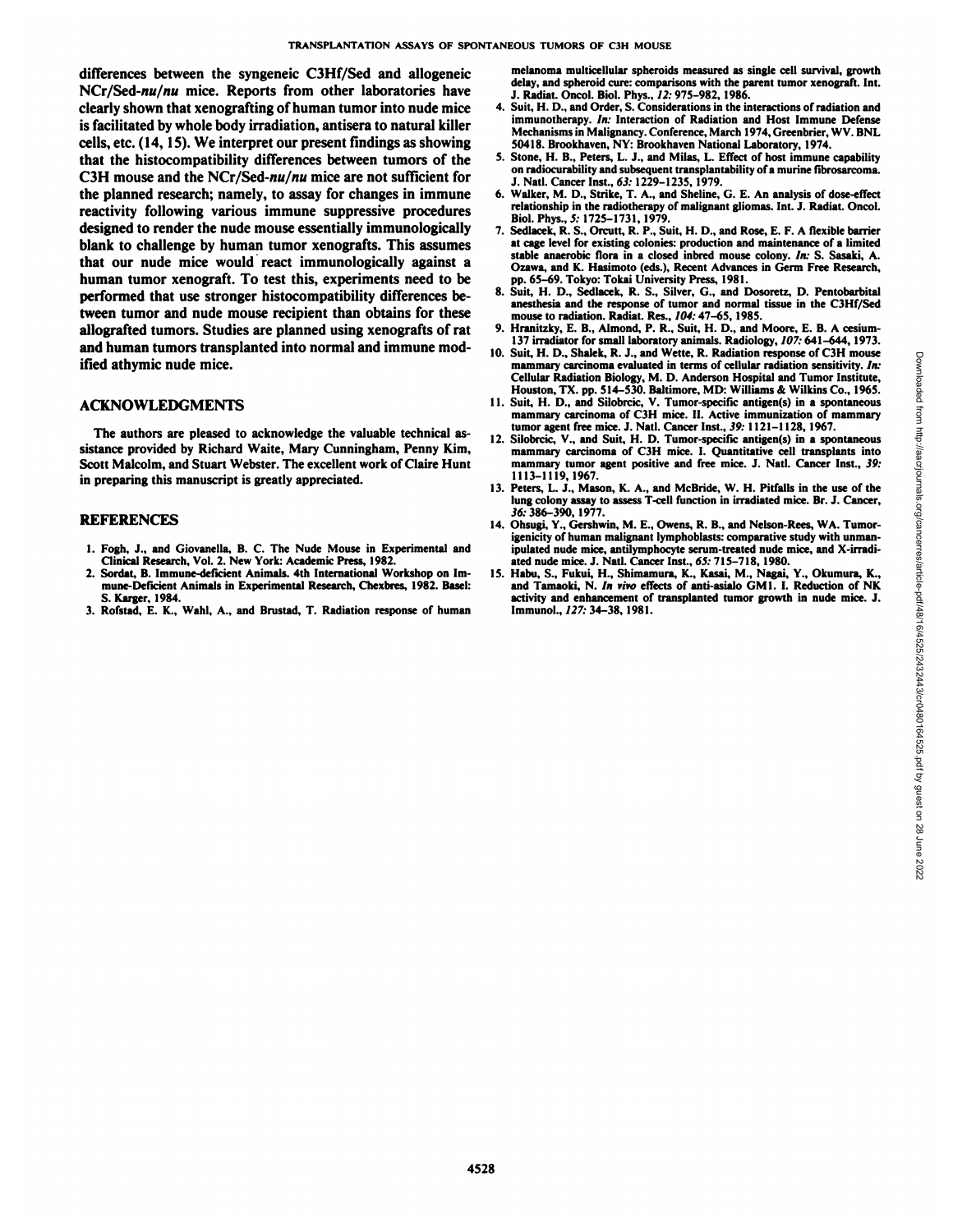differences between the syngeneic C3Hf/Sed and allogeneic NCr/Sed-*nu/nu* mice. Reports from other laboratories have clearly shown that xenografting of human tumor into nude mice is facilitated by whole body irradiation, antisera to natural killer cells, etc. (14, 15). We interpret our present findings as showing that the histocompatibility differences between tumors of the C3H mouse and the NCr/Sed-*nu/nu* mice are not sufficient for the planned research; namely, to assay for changes in immune reactivity following various immune suppressive procedures designed to render the nude mouse essentially immunologically blank to challenge by human tumor xenografts. This assumes that our nude mice would react immunologically against a human tumor xenograft. To test this, experiments need to be performed that use stronger histocompatibility differences between tumor and nude mouse recipient than obtains for these allografted tumors. Studies are planned using xenografts of rat and human tumors transplanted into normal and immune modified athymic nude mice.

## ACKNOWLEDGMENTS

The authors are pleased to acknowledge the valuable technical assistance provided by Richard Waite, Mary Cunningham, Penny Kim, Scott Malcolm, and Stuart Webster. The excellent work of Claire Hunt in preparing this manuscript is greatly appreciated.

## REFERENCES

1. Fogh, J., and Giovanella, B. C. The Nude Mouse in Experimental and Clinical Research, Vol. 2. New York: Academic Press, 1982.
2. Sordat, B. Immune-deficient Animals. 4th International Workshop on Immune-Deficient Animals in Experimental Research, Chexbres, 1982. Basel: S. Karger, 1984.
3. Rofstad, E. K., Wahl, A., and Brustad, T. Radiation response of human melanoma multicellular spheroids measured as single cell survival, growth delay, and spheroid cure: comparisons with the parent tumor xenograft. Int. J. Radiat. Oncol. Biol. Phys., *12:* 975–982, 1986.
4. Suit, H. D., and Order, S. Considerations in the interactions of radiation and immunotherapy. *In:* Interaction of Radiation and Host Immune Defense Mechanisms in Malignancy. Conference, March 1974, Greenbrier, WV. BNL 50418. Brookhaven, NY: Brookhaven National Laboratory, 1974.
5. Stone, H. B., Peters, L. J., and Milas, L. Effect of host immune capability on radiocurability and subsequent transplantability of a murine fibrosarcoma. J. Natl. Cancer Inst., *63:* 1229–1235, 1979.
6. Walker, M. D., Strike, T. A., and Sheline, G. E. An analysis of dose-effect relationship in the radiotherapy of malignant gliomas. Int. J. Radiat. Oncol. Biol. Phys., *5:* 1725–1731, 1979.
7. Sedlacek, R. S., Orcutt, R. P., Suit, H. D., and Rose, E. F. A flexible barrier at cage level for existing colonies: production and maintenance of a limited stable anaerobic flora in a closed inbred mouse colony. *In:* S. Sasaki, A. Ozawa, and K. Hasimoto (eds.), Recent Advances in Germ Free Research, pp. 65–69. Tokyo: Tokai University Press, 1981.
8. Suit, H. D., Sedlacek, R. S., Silver, G., and Dosoretz, D. Pentobarbital anesthesia and the response of tumor and normal tissue in the C3Hf/Sed mouse to radiation. Radiat. Res., *104:* 47–65, 1985.
9. Hranitzky, E. B., Almond, P. R., Suit, H. D., and Moore, E. B. A cesium-137 irradiator for small laboratory animals. Radiology, *107:* 641–644, 1973.
10. Suit, H. D., Shalek, R. J., and Wette, R. Radiation response of C3H mouse mammary carcinoma evaluated in terms of cellular radiation sensitivity. *In:* Cellular Radiation Biology, M. D. Anderson Hospital and Tumor Institute, Houston, TX. pp. 514–530. Baltimore, MD: Williams & Wilkins Co., 1965.
11. Suit, H. D., and Silobrcic, V. Tumor-specific antigen(s) in a spontaneous mammary carcinoma of C3H mice. II. Active immunization of mammary tumor agent free mice. J. Natl. Cancer Inst., *39:* 1121–1128, 1967.
12. Silobrcic, V., and Suit, H. D. Tumor-specific antigen(s) in a spontaneous mammary carcinoma of C3H mice. I. Quantitative cell transplants into mammary tumor agent positive and free mice. J. Natl. Cancer Inst., *39:* 1113–1119, 1967.
13. Peters, L. J., Mason, K. A., and McBride, W. H. Pitfalls in the use of the lung colony assay to assess T-cell function in irradiated mice. Br. J. Cancer, *36:* 386–390, 1977.
14. Ohsugi, Y., Gershwin, M. E., Owens, R. B., and Nelson-Rees, WA. Tumorigenicity of human malignant lymphoblasts: comparative study with unmanipulated nude mice, antilymphocyte serum-treated nude mice, and X-irradiated nude mice. J. Natl. Cancer Inst., *65:* 715–718, 1980.
15. Habu, S., Fukui, H., Shimamura, K., Kasai, M., Nagai, Y., Okumura, K., and Tamaoki, N. *In vivo* effects of anti-asialo GM1. I. Reduction of NK activity and enhancement of transplanted tumor growth in nude mice. J. Immunol., *127:* 34–38, 1981.